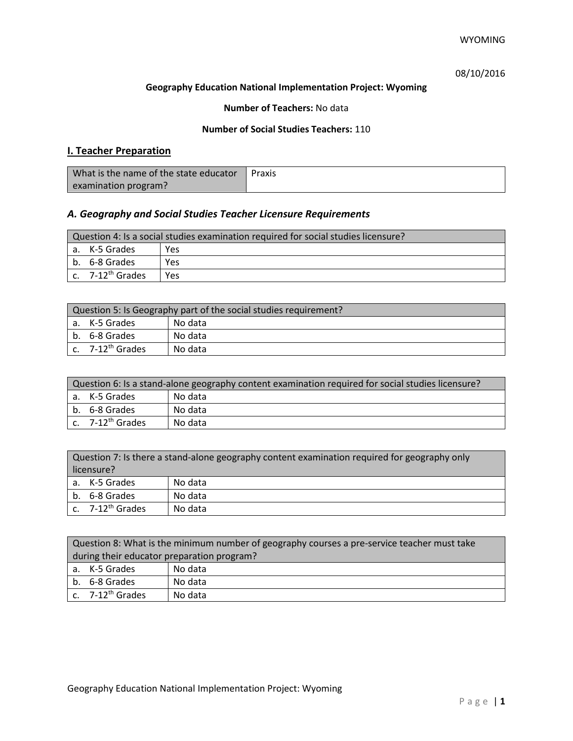WYOMING

08/10/2016

**Geography Education National Implementation Project: Wyoming**

**Number of Teachers:** No data

**Number of Social Studies Teachers:** 110

## I. Teacher Preparation

| What is the name of the state educator examination program? | Praxis |
|---|---|

### *A. Geography and Social Studies Teacher Licensure Requirements*

| Question 4: Is a social studies examination required for social studies licensure? | |
|---|---|
| a. K-5 Grades | Yes |
| b. 6-8 Grades | Yes |
| c. 7-12th Grades | Yes |

| Question 5: Is Geography part of the social studies requirement? | |
|---|---|
| a. K-5 Grades | No data |
| b. 6-8 Grades | No data |
| c. 7-12th Grades | No data |

| Question 6: Is a stand-alone geography content examination required for social studies licensure? | |
|---|---|
| a. K-5 Grades | No data |
| b. 6-8 Grades | No data |
| c. 7-12th Grades | No data |

| Question 7: Is there a stand-alone geography content examination required for geography only licensure? | |
|---|---|
| a. K-5 Grades | No data |
| b. 6-8 Grades | No data |
| c. 7-12th Grades | No data |

| Question 8: What is the minimum number of geography courses a pre-service teacher must take during their educator preparation program? | |
|---|---|
| a. K-5 Grades | No data |
| b. 6-8 Grades | No data |
| c. 7-12th Grades | No data |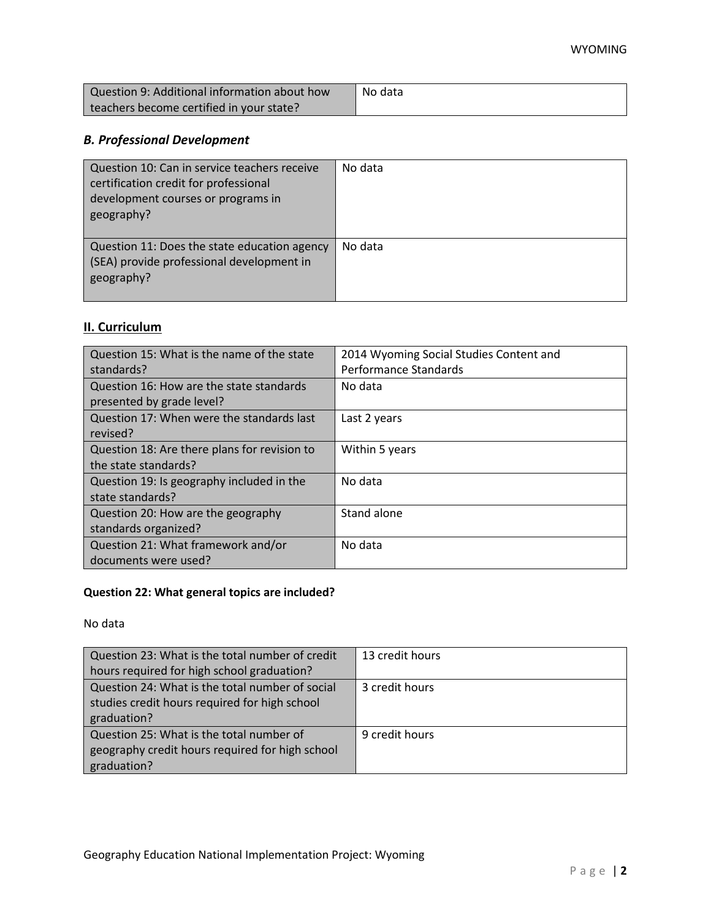| Question 9: Additional information about how teachers become certified in your state? | No data |
| --- | --- |

### *B. Professional Development*

| Question 10: Can in service teachers receive certification credit for professional development courses or programs in geography? | No data |
| --- | --- |
| Question 11: Does the state education agency (SEA) provide professional development in geography? | No data |

## II. Curriculum

| Question 15: What is the name of the state standards? | 2014 Wyoming Social Studies Content and Performance Standards |
| --- | --- |
| Question 16: How are the state standards presented by grade level? | No data |
| Question 17: When were the standards last revised? | Last 2 years |
| Question 18: Are there plans for revision to the state standards? | Within 5 years |
| Question 19: Is geography included in the state standards? | No data |
| Question 20: How are the geography standards organized? | Stand alone |
| Question 21: What framework and/or documents were used? | No data |

**Question 22: What general topics are included?**

No data

| Question 23: What is the total number of credit hours required for high school graduation? | 13 credit hours |
| --- | --- |
| Question 24: What is the total number of social studies credit hours required for high school graduation? | 3 credit hours |
| Question 25: What is the total number of geography credit hours required for high school graduation? | 9 credit hours |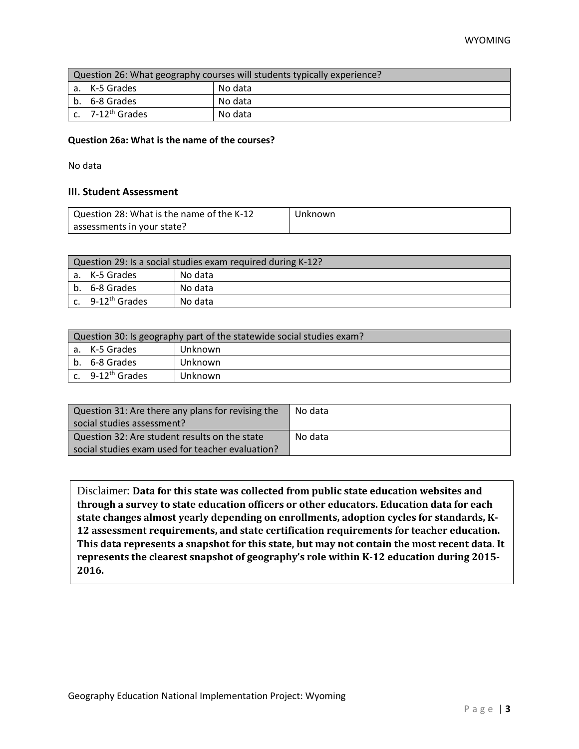| Question 26: What geography courses will students typically experience? | |
|---|---|
| a. K-5 Grades | No data |
| b. 6-8 Grades | No data |
| c. 7-12th Grades | No data |

**Question 26a: What is the name of the courses?**

No data

## III. Student Assessment

| | |
|---|---|
| Question 28: What is the name of the K-12 assessments in your state? | Unknown |

| Question 29: Is a social studies exam required during K-12? | |
|---|---|
| a. K-5 Grades | No data |
| b. 6-8 Grades | No data |
| c. 9-12th Grades | No data |

| Question 30: Is geography part of the statewide social studies exam? | |
|---|---|
| a. K-5 Grades | Unknown |
| b. 6-8 Grades | Unknown |
| c. 9-12th Grades | Unknown |

| | |
|---|---|
| Question 31: Are there any plans for revising the social studies assessment? | No data |
| Question 32: Are student results on the state social studies exam used for teacher evaluation? | No data |

Disclaimer: **Data for this state was collected from public state education websites and through a survey to state education officers or other educators. Education data for each state changes almost yearly depending on enrollments, adoption cycles for standards, K-12 assessment requirements, and state certification requirements for teacher education. This data represents a snapshot for this state, but may not contain the most recent data. It represents the clearest snapshot of geography's role within K-12 education during 2015-2016.**